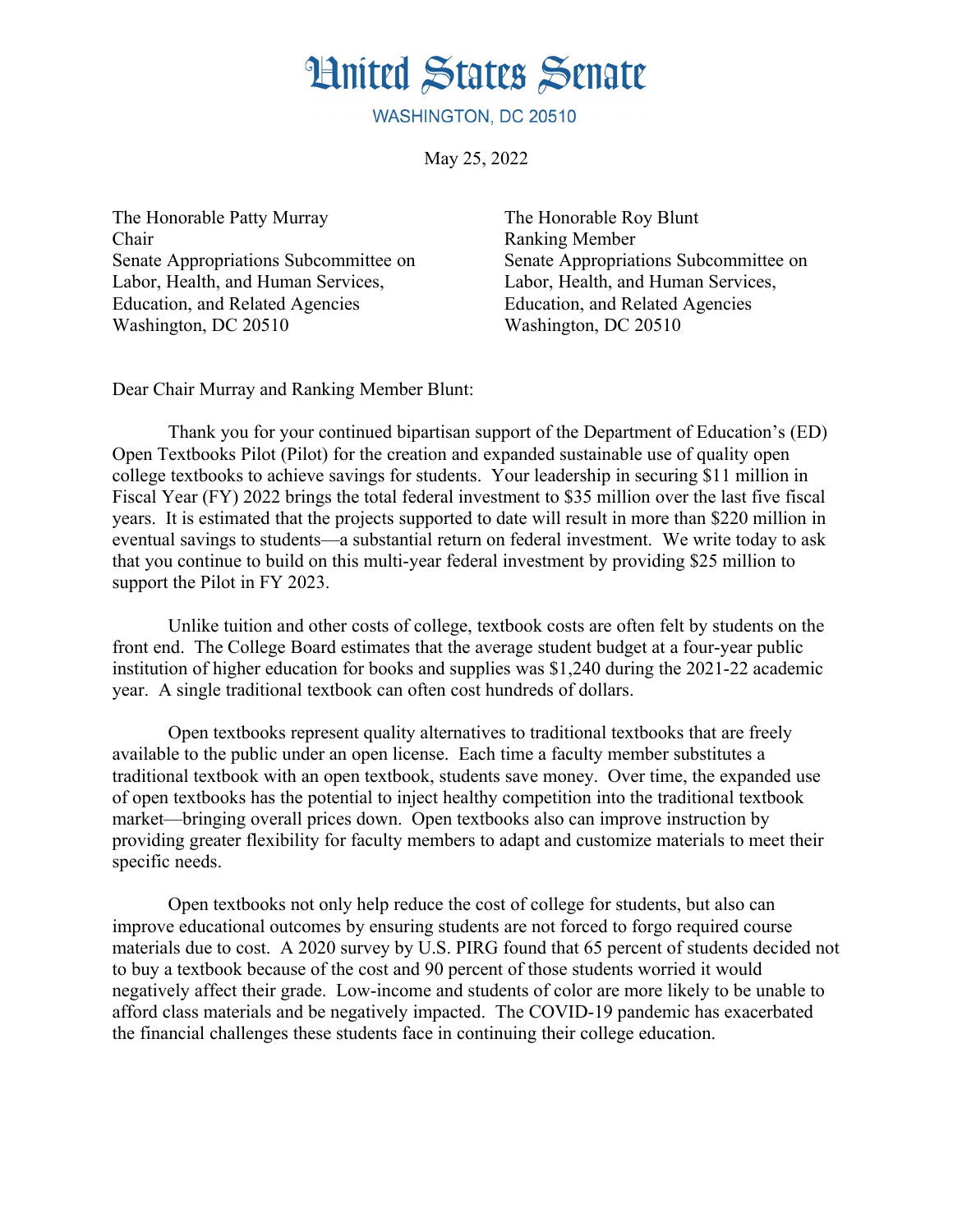# United States Senate

WASHINGTON, DC 20510

May 25, 2022

The Honorable Patty Murray
Chair
Senate Appropriations Subcommittee on
Labor, Health, and Human Services,
Education, and Related Agencies
Washington, DC 20510

The Honorable Roy Blunt
Ranking Member
Senate Appropriations Subcommittee on
Labor, Health, and Human Services,
Education, and Related Agencies
Washington, DC 20510

Dear Chair Murray and Ranking Member Blunt:

Thank you for your continued bipartisan support of the Department of Education's (ED) Open Textbooks Pilot (Pilot) for the creation and expanded sustainable use of quality open college textbooks to achieve savings for students. Your leadership in securing $11 million in Fiscal Year (FY) 2022 brings the total federal investment to $35 million over the last five fiscal years. It is estimated that the projects supported to date will result in more than $220 million in eventual savings to students—a substantial return on federal investment. We write today to ask that you continue to build on this multi-year federal investment by providing $25 million to support the Pilot in FY 2023.

Unlike tuition and other costs of college, textbook costs are often felt by students on the front end. The College Board estimates that the average student budget at a four-year public institution of higher education for books and supplies was $1,240 during the 2021-22 academic year. A single traditional textbook can often cost hundreds of dollars.

Open textbooks represent quality alternatives to traditional textbooks that are freely available to the public under an open license. Each time a faculty member substitutes a traditional textbook with an open textbook, students save money. Over time, the expanded use of open textbooks has the potential to inject healthy competition into the traditional textbook market—bringing overall prices down. Open textbooks also can improve instruction by providing greater flexibility for faculty members to adapt and customize materials to meet their specific needs.

Open textbooks not only help reduce the cost of college for students, but also can improve educational outcomes by ensuring students are not forced to forgo required course materials due to cost. A 2020 survey by U.S. PIRG found that 65 percent of students decided not to buy a textbook because of the cost and 90 percent of those students worried it would negatively affect their grade. Low-income and students of color are more likely to be unable to afford class materials and be negatively impacted. The COVID-19 pandemic has exacerbated the financial challenges these students face in continuing their college education.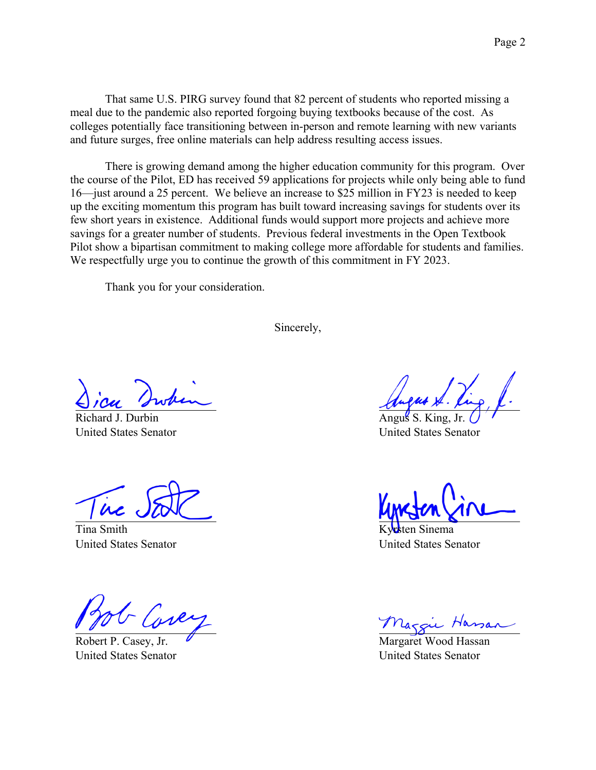That same U.S. PIRG survey found that 82 percent of students who reported missing a meal due to the pandemic also reported forgoing buying textbooks because of the cost. As colleges potentially face transitioning between in-person and remote learning with new variants and future surges, free online materials can help address resulting access issues.

There is growing demand among the higher education community for this program. Over the course of the Pilot, ED has received 59 applications for projects while only being able to fund 16—just around a 25 percent. We believe an increase to $25 million in FY23 is needed to keep up the exciting momentum this program has built toward increasing savings for students over its few short years in existence. Additional funds would support more projects and achieve more savings for a greater number of students. Previous federal investments in the Open Textbook Pilot show a bipartisan commitment to making college more affordable for students and families. We respectfully urge you to continue the growth of this commitment in FY 2023.

Thank you for your consideration.

Sincerely,

Richard J. Durbin
United States Senator

Angus S. King, Jr.
United States Senator

Tina Smith
United States Senator

Kyrsten Sinema
United States Senator

Robert P. Casey, Jr.
United States Senator

Margaret Wood Hassan
United States Senator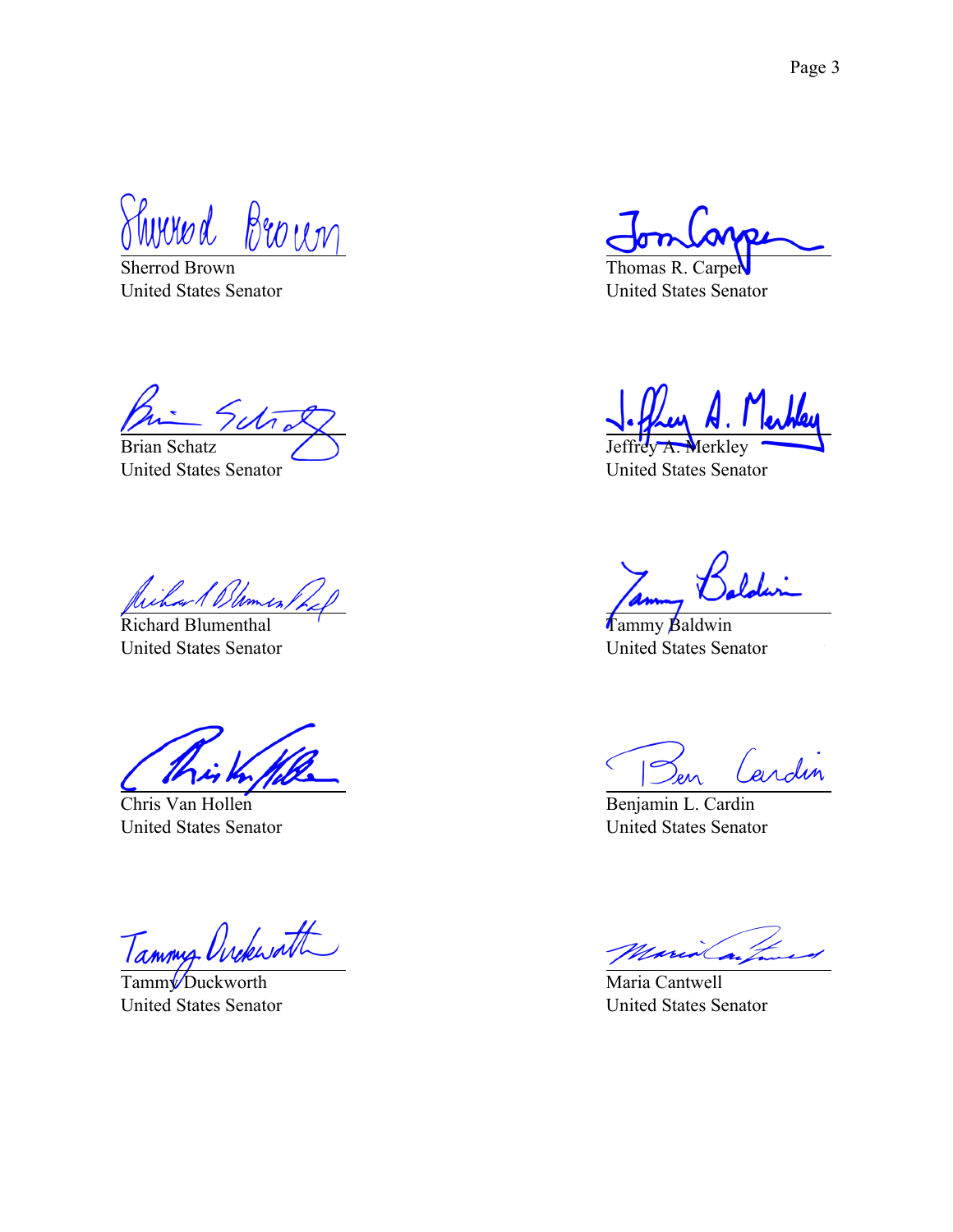Sherrod Brown
United States Senator

Thomas R. Carper
United States Senator

Brian Schatz
United States Senator

Jeffrey A. Merkley
United States Senator

Richard Blumenthal
United States Senator

Tammy Baldwin
United States Senator

Chris Van Hollen
United States Senator

Benjamin L. Cardin
United States Senator

Tammy Duckworth
United States Senator

Maria Cantwell
United States Senator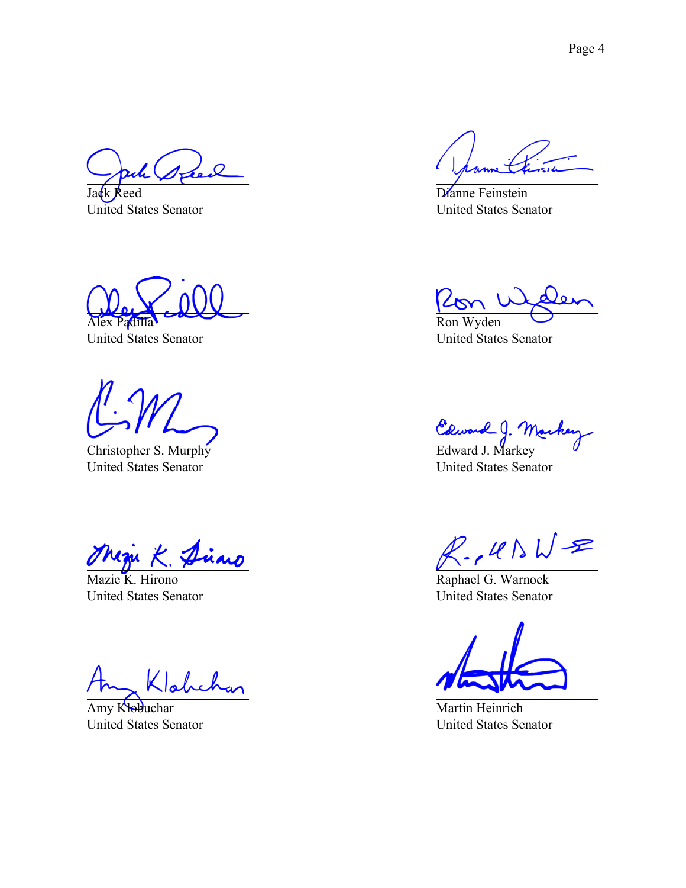Jack Reed
United States Senator

Dianne Feinstein
United States Senator

Alex Padilla
United States Senator

Ron Wyden
United States Senator

Christopher S. Murphy
United States Senator

Edward J. Markey
United States Senator

Mazie K. Hirono
United States Senator

Raphael G. Warnock
United States Senator

Amy Klobuchar
United States Senator

Martin Heinrich
United States Senator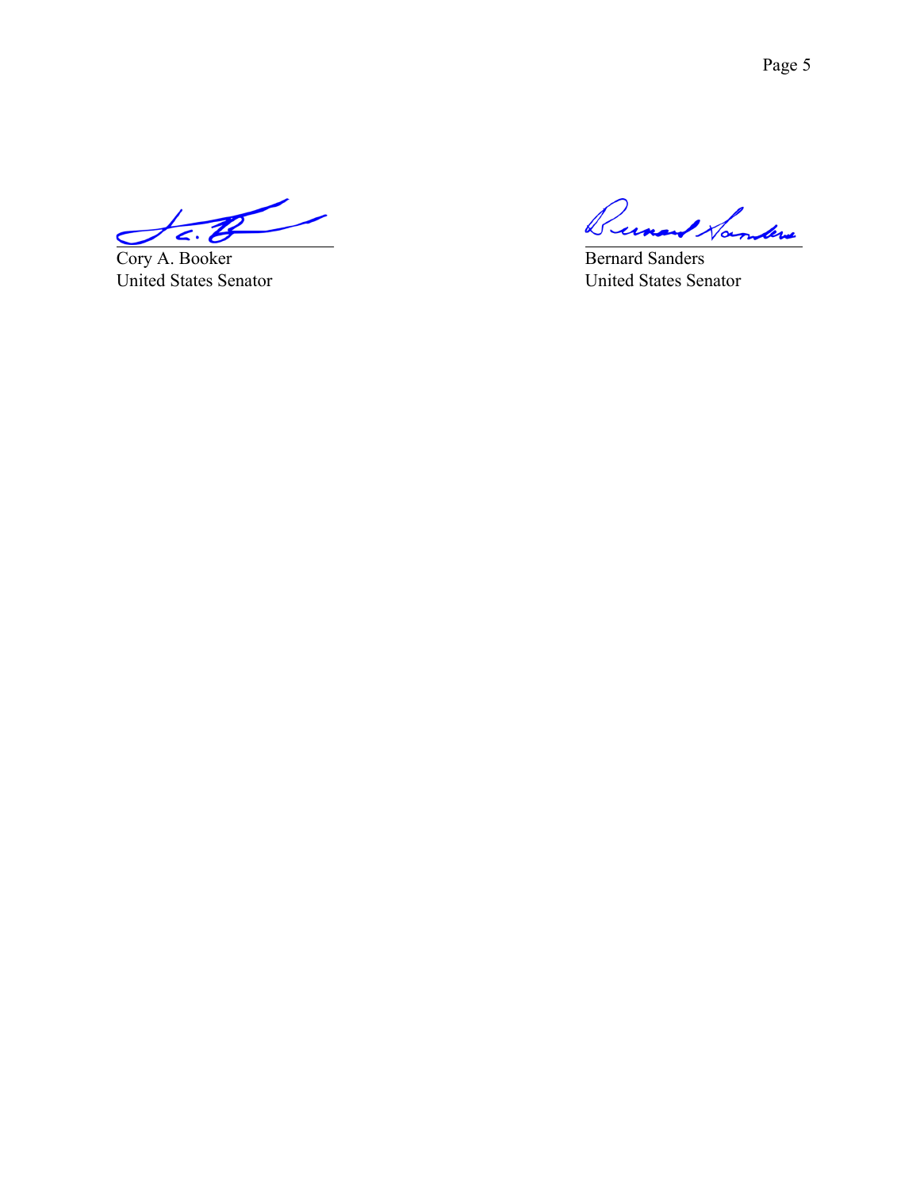Cory A. Booker
United States Senator

Bernard Sanders
United States Senator